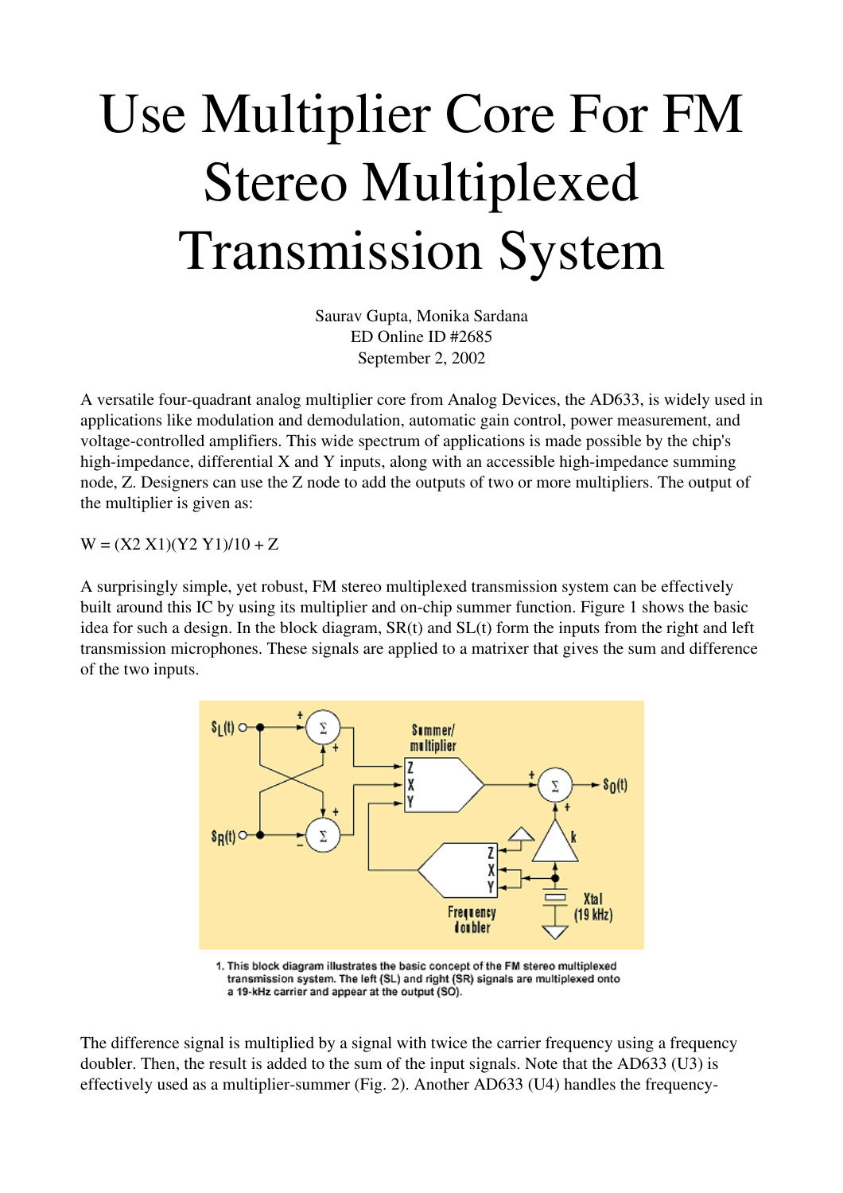# Use Multiplier Core For FM Stereo Multiplexed Transmission System

Saurav Gupta, Monika Sardana
ED Online ID #2685
September 2, 2002

A versatile four-quadrant analog multiplier core from Analog Devices, the AD633, is widely used in applications like modulation and demodulation, automatic gain control, power measurement, and voltage-controlled amplifiers. This wide spectrum of applications is made possible by the chip's high-impedance, differential X and Y inputs, along with an accessible high-impedance summing node, Z. Designers can use the Z node to add the outputs of two or more multipliers. The output of the multiplier is given as:

W = (X2 X1)(Y2 Y1)/10 + Z

A surprisingly simple, yet robust, FM stereo multiplexed transmission system can be effectively built around this IC by using its multiplier and on-chip summer function. Figure 1 shows the basic idea for such a design. In the block diagram, SR(t) and SL(t) form the inputs from the right and left transmission microphones. These signals are applied to a matrixer that gives the sum and difference of the two inputs.

1. This block diagram illustrates the basic concept of the FM stereo multiplexed transmission system. The left (SL) and right (SR) signals are multiplexed onto a 19-kHz carrier and appear at the output (SO).

The difference signal is multiplied by a signal with twice the carrier frequency using a frequency doubler. Then, the result is added to the sum of the input signals. Note that the AD633 (U3) is effectively used as a multiplier-summer (Fig. 2). Another AD633 (U4) handles the frequency-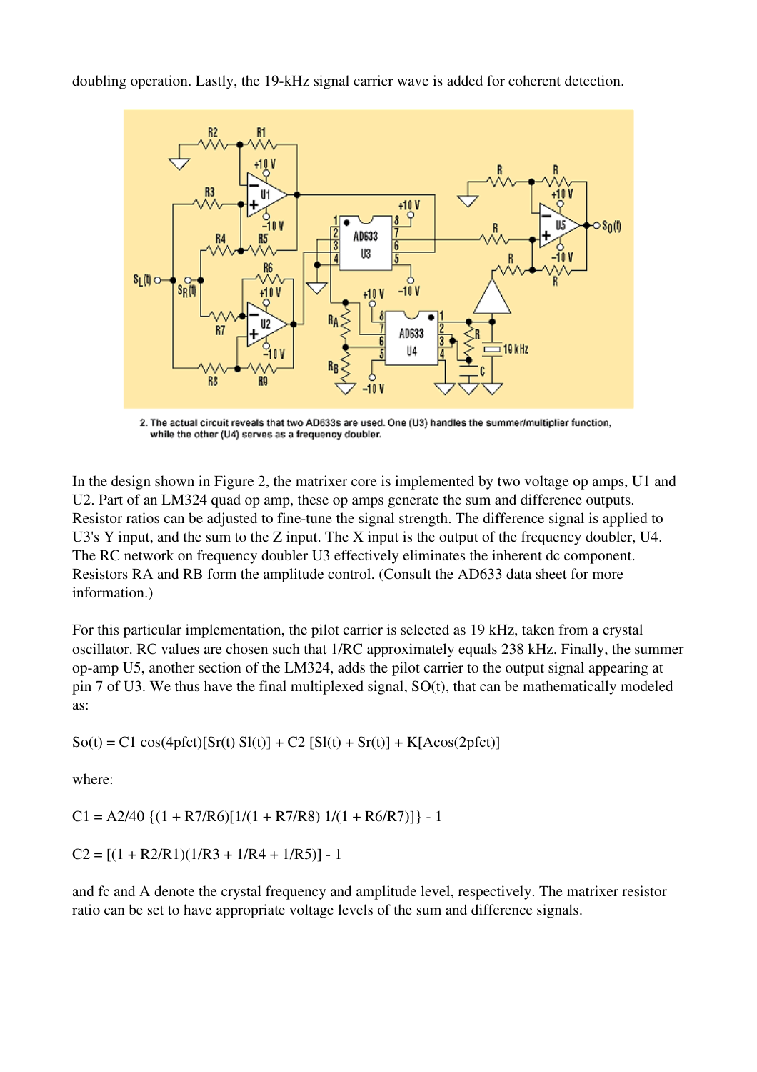doubling operation. Lastly, the 19-kHz signal carrier wave is added for coherent detection.

2. The actual circuit reveals that two AD633s are used. One (U3) handles the summer/multiplier function, while the other (U4) serves as a frequency doubler.

In the design shown in Figure 2, the matrixer core is implemented by two voltage op amps, U1 and U2. Part of an LM324 quad op amp, these op amps generate the sum and difference outputs. Resistor ratios can be adjusted to fine-tune the signal strength. The difference signal is applied to U3's Y input, and the sum to the Z input. The X input is the output of the frequency doubler, U4. The RC network on frequency doubler U3 effectively eliminates the inherent dc component. Resistors RA and RB form the amplitude control. (Consult the AD633 data sheet for more information.)

For this particular implementation, the pilot carrier is selected as 19 kHz, taken from a crystal oscillator. RC values are chosen such that 1/RC approximately equals 238 kHz. Finally, the summer op-amp U5, another section of the LM324, adds the pilot carrier to the output signal appearing at pin 7 of U3. We thus have the final multiplexed signal, SO(t), that can be mathematically modeled as:

$$So(t) = C1 \cos(4pfct)[Sr(t)\ Sl(t)] + C2\ [Sl(t) + Sr(t)] + K[A\cos(2pfct)]$$

where:

$$C1 = A2/40\ \{(1 + R7/R6)[1/(1 + R7/R8)\ 1/(1 + R6/R7)]\} - 1$$

$$C2 = [(1 + R2/R1)(1/R3 + 1/R4 + 1/R5)] - 1$$

and fc and A denote the crystal frequency and amplitude level, respectively. The matrixer resistor ratio can be set to have appropriate voltage levels of the sum and difference signals.